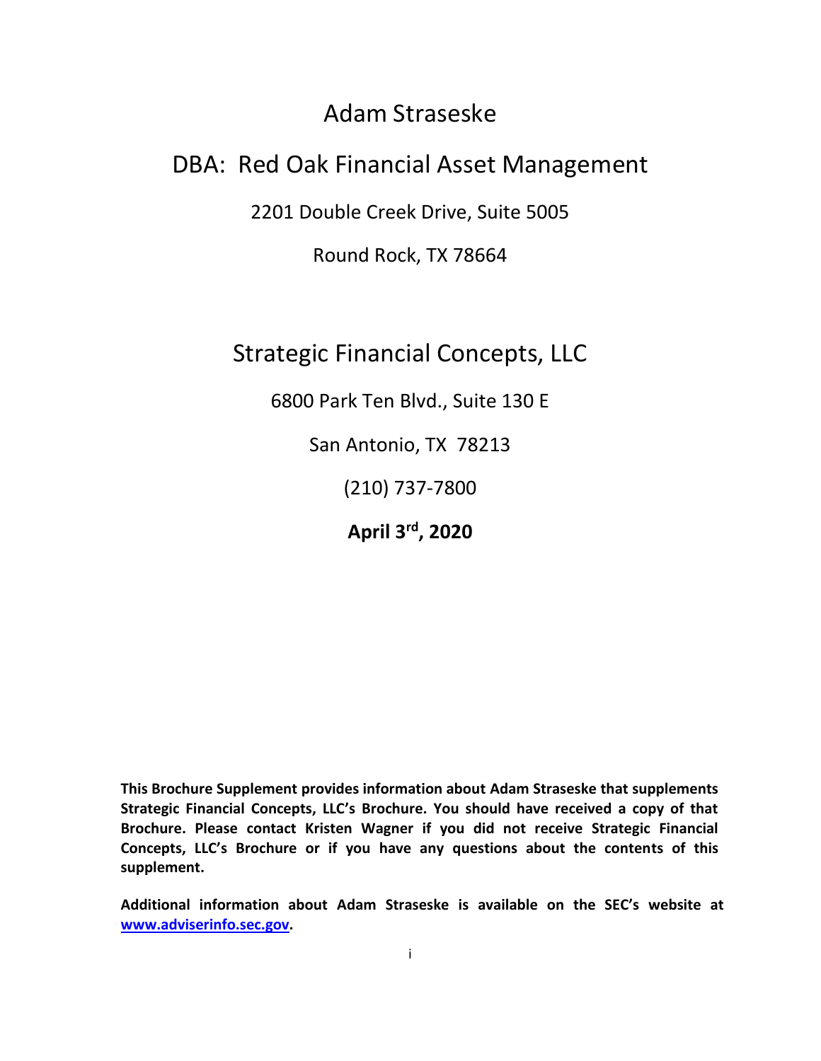# Adam Straseske

## DBA: Red Oak Financial Asset Management

2201 Double Creek Drive, Suite 5005

Round Rock, TX 78664

## Strategic Financial Concepts, LLC

6800 Park Ten Blvd., Suite 130 E

San Antonio, TX 78213

(210) 737-7800

**April 3rd, 2020**

**This Brochure Supplement provides information about Adam Straseske that supplements Strategic Financial Concepts, LLC's Brochure. You should have received a copy of that Brochure. Please contact Kristen Wagner if you did not receive Strategic Financial Concepts, LLC's Brochure or if you have any questions about the contents of this supplement.**

**Additional information about Adam Straseske is available on the SEC's website at [www.adviserinfo.sec.gov](http://www.adviserinfo.sec.gov).**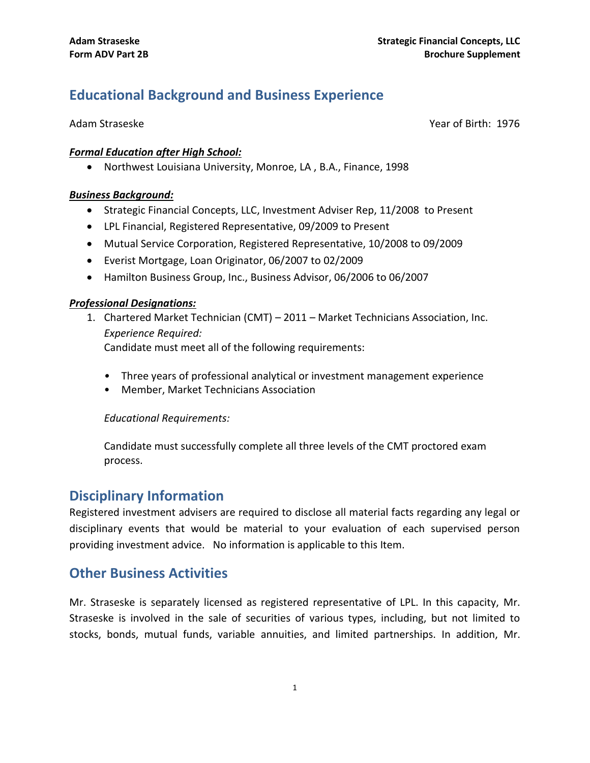## Educational Background and Business Experience

Adam Straseske Year of Birth: 1976

***Formal Education after High School:***

- Northwest Louisiana University, Monroe, LA , B.A., Finance, 1998

***Business Background:***

- Strategic Financial Concepts, LLC, Investment Adviser Rep, 11/2008 to Present
- LPL Financial, Registered Representative, 09/2009 to Present
- Mutual Service Corporation, Registered Representative, 10/2008 to 09/2009
- Everist Mortgage, Loan Originator, 06/2007 to 02/2009
- Hamilton Business Group, Inc., Business Advisor, 06/2006 to 06/2007

***Professional Designations:***

1. Chartered Market Technician (CMT) – 2011 – Market Technicians Association, Inc.
   *Experience Required:*
   Candidate must meet all of the following requirements:

   - Three years of professional analytical or investment management experience
   - Member, Market Technicians Association

   *Educational Requirements:*

   Candidate must successfully complete all three levels of the CMT proctored exam process.

## Disciplinary Information

Registered investment advisers are required to disclose all material facts regarding any legal or disciplinary events that would be material to your evaluation of each supervised person providing investment advice. No information is applicable to this Item.

## Other Business Activities

Mr. Straseske is separately licensed as registered representative of LPL. In this capacity, Mr. Straseske is involved in the sale of securities of various types, including, but not limited to stocks, bonds, mutual funds, variable annuities, and limited partnerships. In addition, Mr.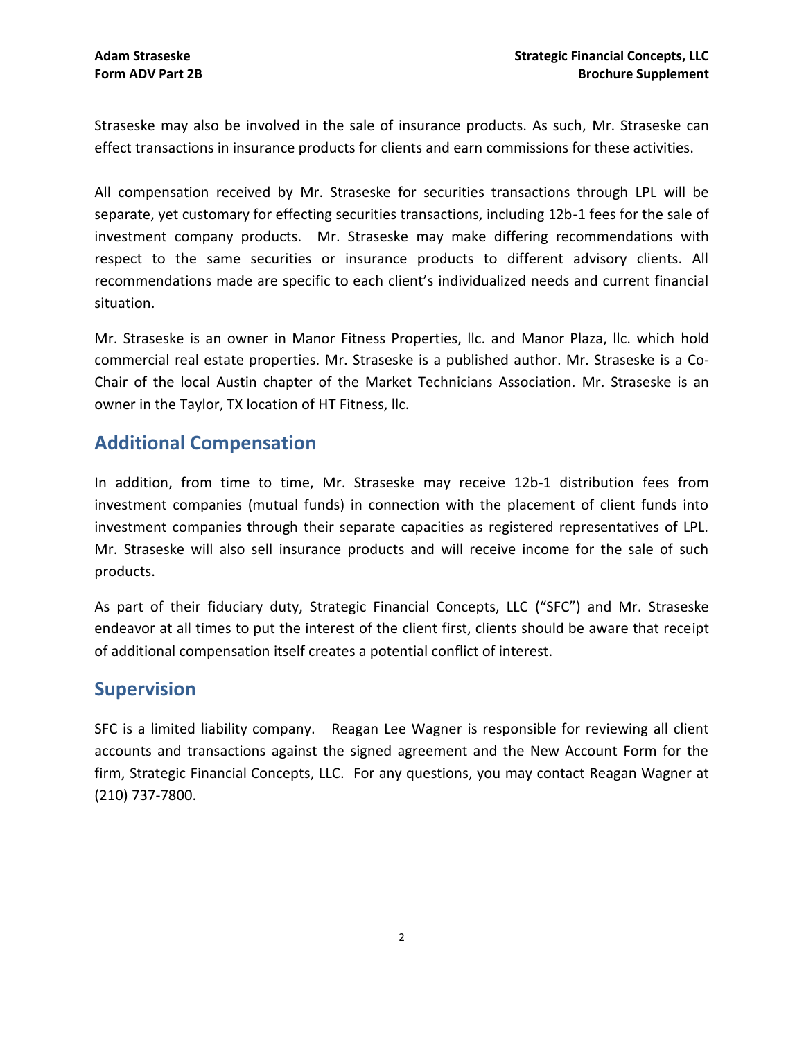Straseske may also be involved in the sale of insurance products. As such, Mr. Straseske can effect transactions in insurance products for clients and earn commissions for these activities.

All compensation received by Mr. Straseske for securities transactions through LPL will be separate, yet customary for effecting securities transactions, including 12b-1 fees for the sale of investment company products. Mr. Straseske may make differing recommendations with respect to the same securities or insurance products to different advisory clients. All recommendations made are specific to each client's individualized needs and current financial situation.

Mr. Straseske is an owner in Manor Fitness Properties, llc. and Manor Plaza, llc. which hold commercial real estate properties. Mr. Straseske is a published author. Mr. Straseske is a Co-Chair of the local Austin chapter of the Market Technicians Association. Mr. Straseske is an owner in the Taylor, TX location of HT Fitness, llc.

## Additional Compensation

In addition, from time to time, Mr. Straseske may receive 12b-1 distribution fees from investment companies (mutual funds) in connection with the placement of client funds into investment companies through their separate capacities as registered representatives of LPL. Mr. Straseske will also sell insurance products and will receive income for the sale of such products.

As part of their fiduciary duty, Strategic Financial Concepts, LLC ("SFC") and Mr. Straseske endeavor at all times to put the interest of the client first, clients should be aware that receipt of additional compensation itself creates a potential conflict of interest.

## Supervision

SFC is a limited liability company. Reagan Lee Wagner is responsible for reviewing all client accounts and transactions against the signed agreement and the New Account Form for the firm, Strategic Financial Concepts, LLC. For any questions, you may contact Reagan Wagner at (210) 737-7800.